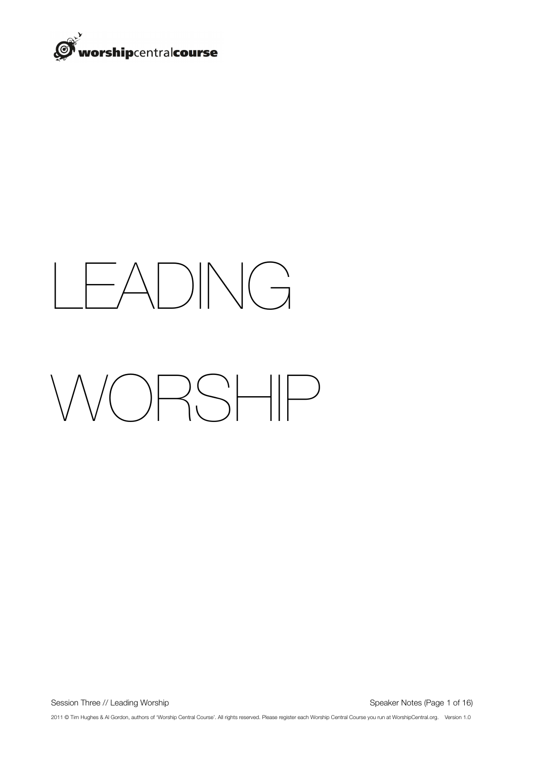# LEADING WORSHIP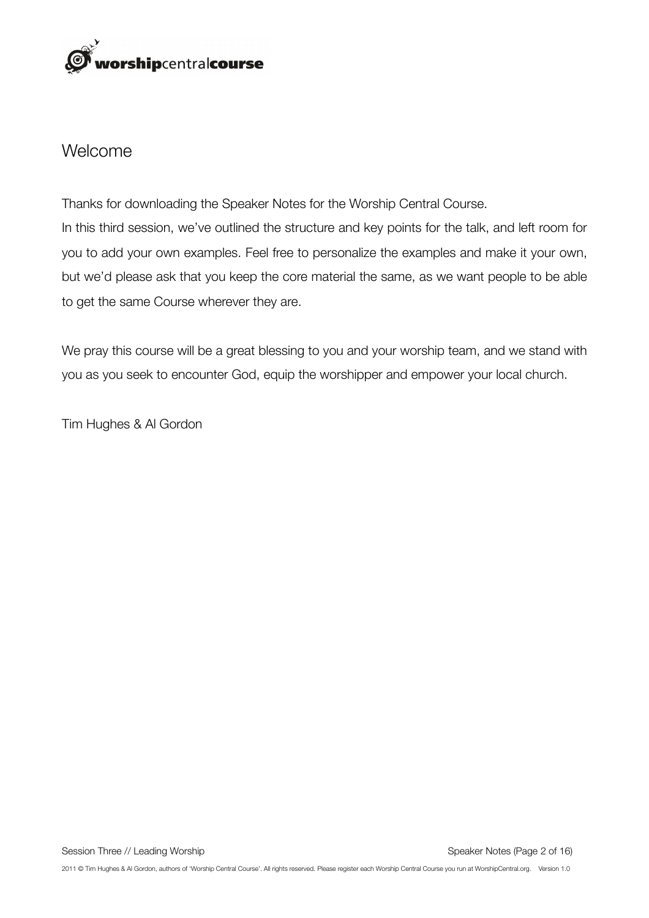# Welcome

Thanks for downloading the Speaker Notes for the Worship Central Course.
In this third session, we've outlined the structure and key points for the talk, and left room for you to add your own examples. Feel free to personalize the examples and make it your own, but we'd please ask that you keep the core material the same, as we want people to be able to get the same Course wherever they are.

We pray this course will be a great blessing to you and your worship team, and we stand with you as you seek to encounter God, equip the worshipper and empower your local church.

Tim Hughes & Al Gordon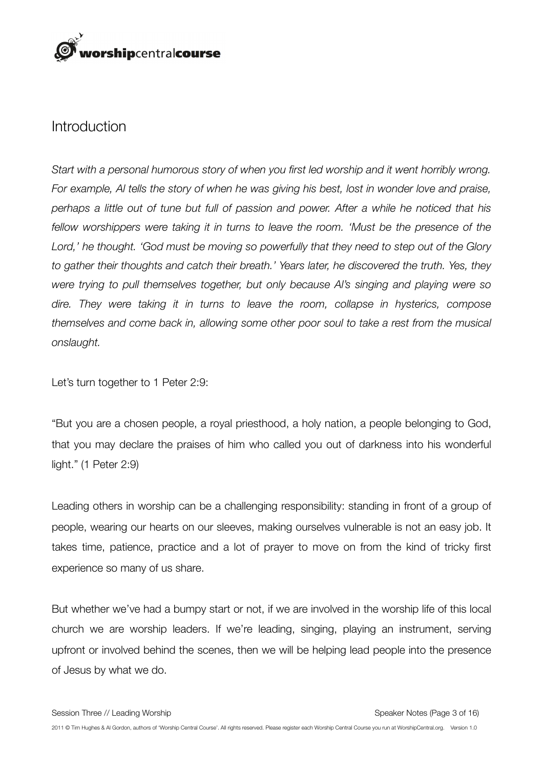## Introduction

*Start with a personal humorous story of when you first led worship and it went horribly wrong. For example, Al tells the story of when he was giving his best, lost in wonder love and praise, perhaps a little out of tune but full of passion and power. After a while he noticed that his fellow worshippers were taking it in turns to leave the room. 'Must be the presence of the Lord,' he thought. 'God must be moving so powerfully that they need to step out of the Glory to gather their thoughts and catch their breath.' Years later, he discovered the truth. Yes, they were trying to pull themselves together, but only because Al's singing and playing were so dire. They were taking it in turns to leave the room, collapse in hysterics, compose themselves and come back in, allowing some other poor soul to take a rest from the musical onslaught.*

Let's turn together to 1 Peter 2:9:

"But you are a chosen people, a royal priesthood, a holy nation, a people belonging to God, that you may declare the praises of him who called you out of darkness into his wonderful light." (1 Peter 2:9)

Leading others in worship can be a challenging responsibility: standing in front of a group of people, wearing our hearts on our sleeves, making ourselves vulnerable is not an easy job. It takes time, patience, practice and a lot of prayer to move on from the kind of tricky first experience so many of us share.

But whether we've had a bumpy start or not, if we are involved in the worship life of this local church we are worship leaders. If we're leading, singing, playing an instrument, serving upfront or involved behind the scenes, then we will be helping lead people into the presence of Jesus by what we do.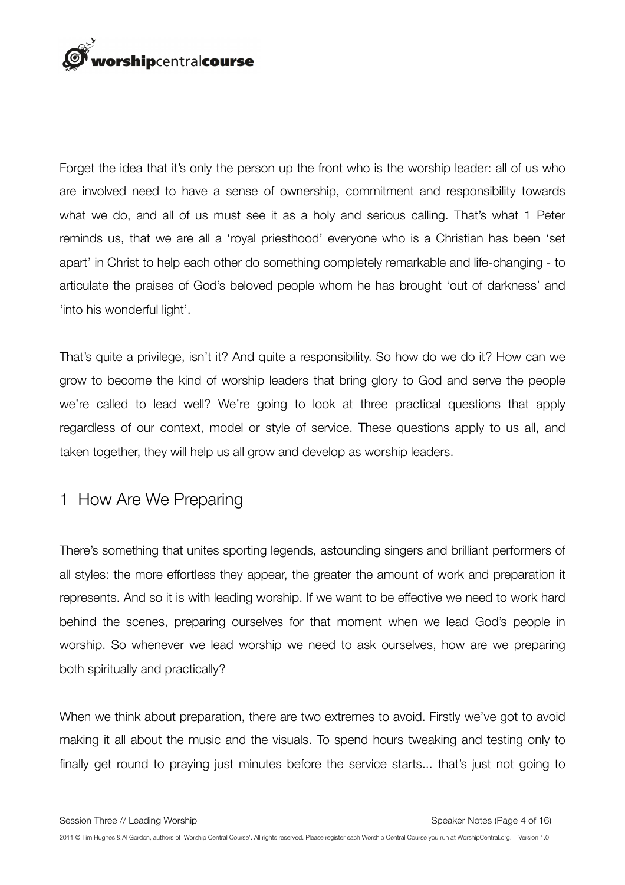Forget the idea that it's only the person up the front who is the worship leader: all of us who are involved need to have a sense of ownership, commitment and responsibility towards what we do, and all of us must see it as a holy and serious calling. That's what 1 Peter reminds us, that we are all a 'royal priesthood' everyone who is a Christian has been 'set apart' in Christ to help each other do something completely remarkable and life-changing - to articulate the praises of God's beloved people whom he has brought 'out of darkness' and 'into his wonderful light'.

That's quite a privilege, isn't it? And quite a responsibility. So how do we do it? How can we grow to become the kind of worship leaders that bring glory to God and serve the people we're called to lead well? We're going to look at three practical questions that apply regardless of our context, model or style of service. These questions apply to us all, and taken together, they will help us all grow and develop as worship leaders.

## 1 How Are We Preparing

There's something that unites sporting legends, astounding singers and brilliant performers of all styles: the more effortless they appear, the greater the amount of work and preparation it represents. And so it is with leading worship. If we want to be effective we need to work hard behind the scenes, preparing ourselves for that moment when we lead God's people in worship. So whenever we lead worship we need to ask ourselves, how are we preparing both spiritually and practically?

When we think about preparation, there are two extremes to avoid. Firstly we've got to avoid making it all about the music and the visuals. To spend hours tweaking and testing only to finally get round to praying just minutes before the service starts... that's just not going to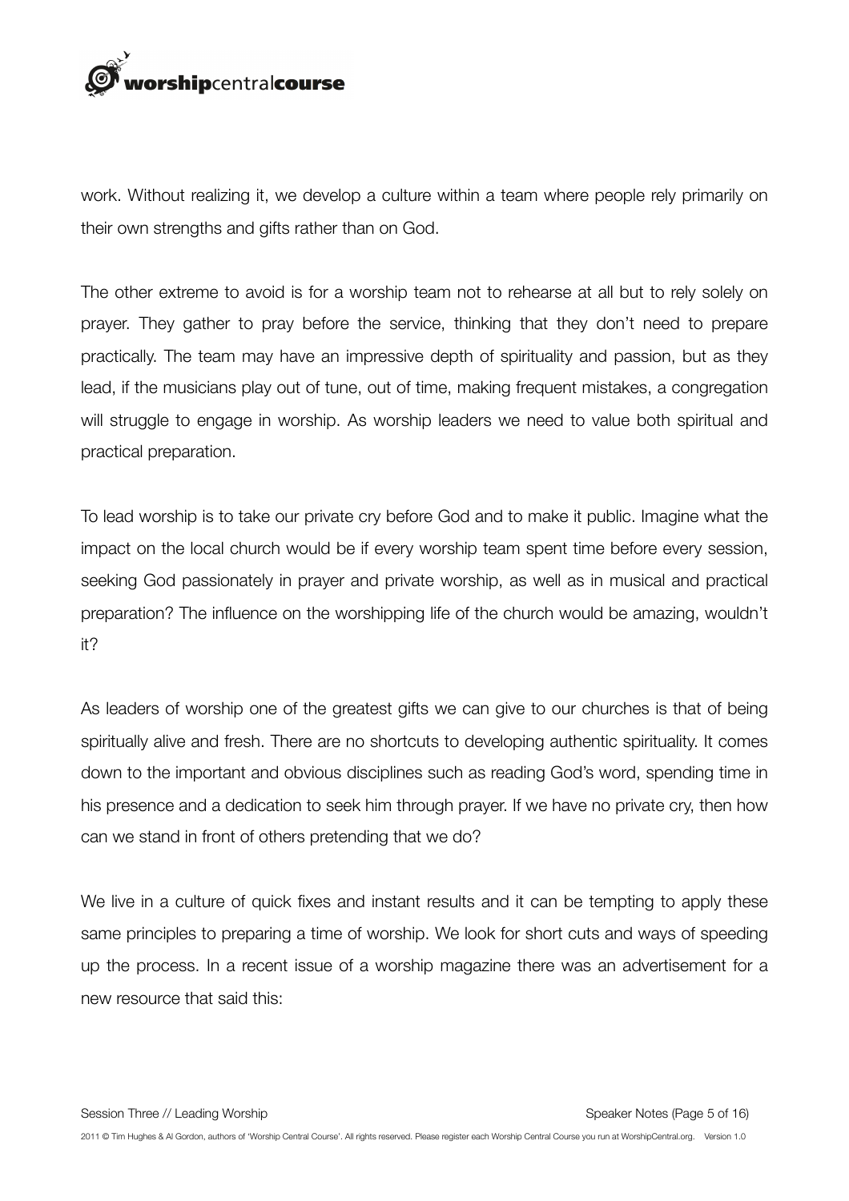work. Without realizing it, we develop a culture within a team where people rely primarily on their own strengths and gifts rather than on God.

The other extreme to avoid is for a worship team not to rehearse at all but to rely solely on prayer. They gather to pray before the service, thinking that they don't need to prepare practically. The team may have an impressive depth of spirituality and passion, but as they lead, if the musicians play out of tune, out of time, making frequent mistakes, a congregation will struggle to engage in worship. As worship leaders we need to value both spiritual and practical preparation.

To lead worship is to take our private cry before God and to make it public. Imagine what the impact on the local church would be if every worship team spent time before every session, seeking God passionately in prayer and private worship, as well as in musical and practical preparation? The influence on the worshipping life of the church would be amazing, wouldn't it?

As leaders of worship one of the greatest gifts we can give to our churches is that of being spiritually alive and fresh. There are no shortcuts to developing authentic spirituality. It comes down to the important and obvious disciplines such as reading God's word, spending time in his presence and a dedication to seek him through prayer. If we have no private cry, then how can we stand in front of others pretending that we do?

We live in a culture of quick fixes and instant results and it can be tempting to apply these same principles to preparing a time of worship. We look for short cuts and ways of speeding up the process. In a recent issue of a worship magazine there was an advertisement for a new resource that said this: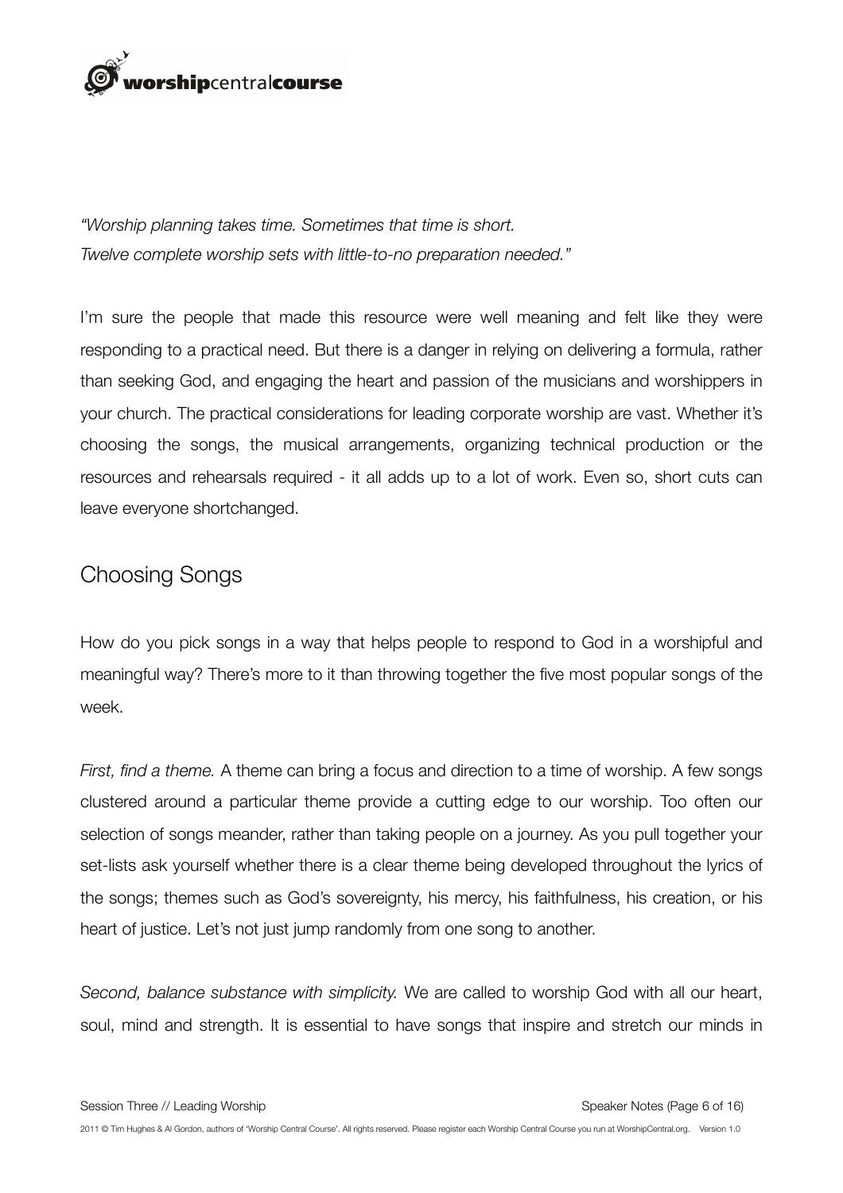*"Worship planning takes time. Sometimes that time is short.*
*Twelve complete worship sets with little-to-no preparation needed."*

I'm sure the people that made this resource were well meaning and felt like they were responding to a practical need. But there is a danger in relying on delivering a formula, rather than seeking God, and engaging the heart and passion of the musicians and worshippers in your church. The practical considerations for leading corporate worship are vast. Whether it's choosing the songs, the musical arrangements, organizing technical production or the resources and rehearsals required - it all adds up to a lot of work. Even so, short cuts can leave everyone shortchanged.

## Choosing Songs

How do you pick songs in a way that helps people to respond to God in a worshipful and meaningful way? There's more to it than throwing together the five most popular songs of the week.

*First, find a theme.* A theme can bring a focus and direction to a time of worship. A few songs clustered around a particular theme provide a cutting edge to our worship. Too often our selection of songs meander, rather than taking people on a journey. As you pull together your set-lists ask yourself whether there is a clear theme being developed throughout the lyrics of the songs; themes such as God's sovereignty, his mercy, his faithfulness, his creation, or his heart of justice. Let's not just jump randomly from one song to another.

*Second, balance substance with simplicity.* We are called to worship God with all our heart, soul, mind and strength. It is essential to have songs that inspire and stretch our minds in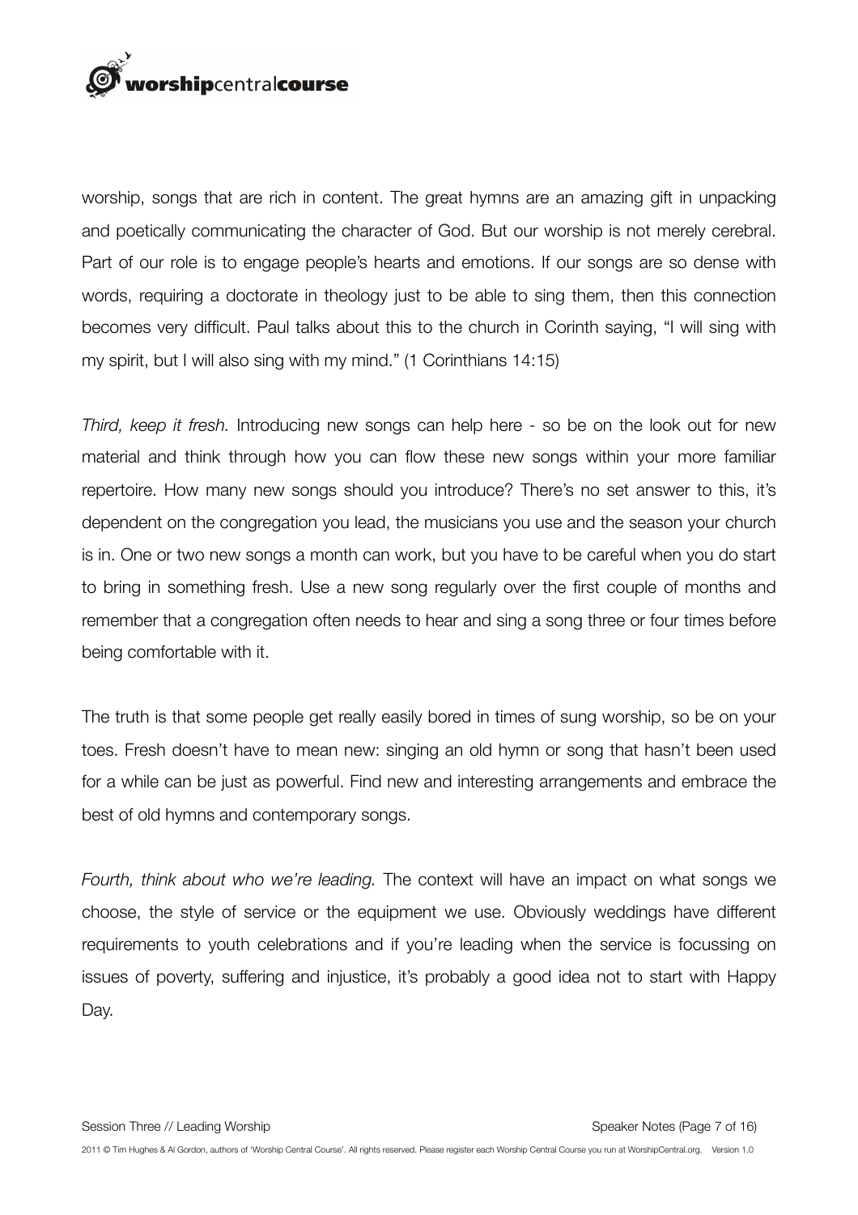worship, songs that are rich in content. The great hymns are an amazing gift in unpacking and poetically communicating the character of God. But our worship is not merely cerebral. Part of our role is to engage people's hearts and emotions. If our songs are so dense with words, requiring a doctorate in theology just to be able to sing them, then this connection becomes very difficult. Paul talks about this to the church in Corinth saying, "I will sing with my spirit, but I will also sing with my mind." (1 Corinthians 14:15)

*Third, keep it fresh.* Introducing new songs can help here - so be on the look out for new material and think through how you can flow these new songs within your more familiar repertoire. How many new songs should you introduce? There's no set answer to this, it's dependent on the congregation you lead, the musicians you use and the season your church is in. One or two new songs a month can work, but you have to be careful when you do start to bring in something fresh. Use a new song regularly over the first couple of months and remember that a congregation often needs to hear and sing a song three or four times before being comfortable with it.

The truth is that some people get really easily bored in times of sung worship, so be on your toes. Fresh doesn't have to mean new: singing an old hymn or song that hasn't been used for a while can be just as powerful. Find new and interesting arrangements and embrace the best of old hymns and contemporary songs.

*Fourth, think about who we're leading.* The context will have an impact on what songs we choose, the style of service or the equipment we use. Obviously weddings have different requirements to youth celebrations and if you're leading when the service is focussing on issues of poverty, suffering and injustice, it's probably a good idea not to start with Happy Day.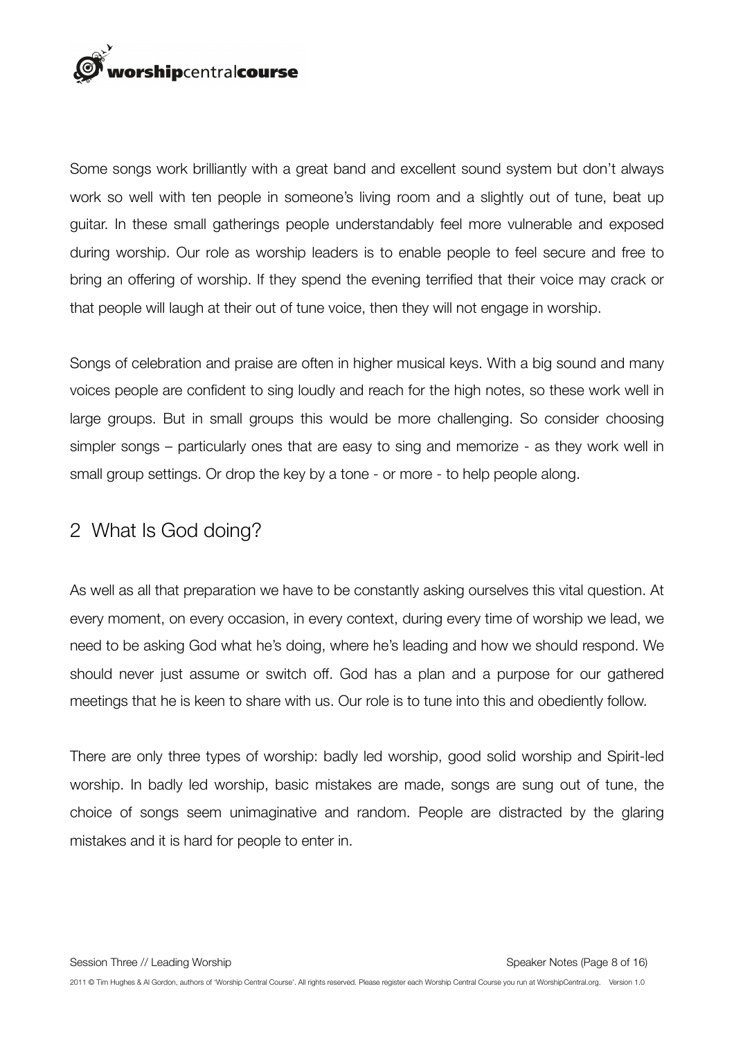Some songs work brilliantly with a great band and excellent sound system but don't always work so well with ten people in someone's living room and a slightly out of tune, beat up guitar. In these small gatherings people understandably feel more vulnerable and exposed during worship. Our role as worship leaders is to enable people to feel secure and free to bring an offering of worship. If they spend the evening terrified that their voice may crack or that people will laugh at their out of tune voice, then they will not engage in worship.

Songs of celebration and praise are often in higher musical keys. With a big sound and many voices people are confident to sing loudly and reach for the high notes, so these work well in large groups. But in small groups this would be more challenging. So consider choosing simpler songs – particularly ones that are easy to sing and memorize - as they work well in small group settings. Or drop the key by a tone - or more - to help people along.

## 2 What Is God doing?

As well as all that preparation we have to be constantly asking ourselves this vital question. At every moment, on every occasion, in every context, during every time of worship we lead, we need to be asking God what he's doing, where he's leading and how we should respond. We should never just assume or switch off. God has a plan and a purpose for our gathered meetings that he is keen to share with us. Our role is to tune into this and obediently follow.

There are only three types of worship: badly led worship, good solid worship and Spirit-led worship. In badly led worship, basic mistakes are made, songs are sung out of tune, the choice of songs seem unimaginative and random. People are distracted by the glaring mistakes and it is hard for people to enter in.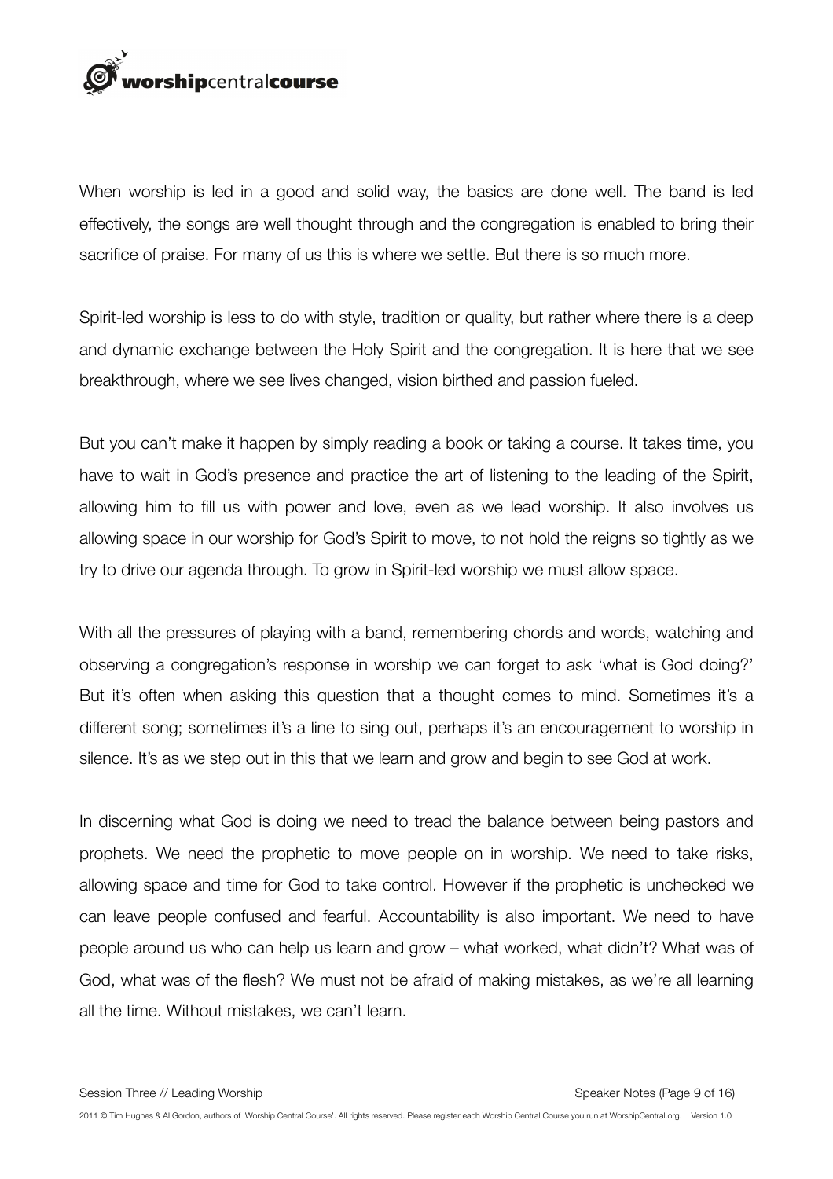When worship is led in a good and solid way, the basics are done well. The band is led effectively, the songs are well thought through and the congregation is enabled to bring their sacrifice of praise. For many of us this is where we settle. But there is so much more.

Spirit-led worship is less to do with style, tradition or quality, but rather where there is a deep and dynamic exchange between the Holy Spirit and the congregation. It is here that we see breakthrough, where we see lives changed, vision birthed and passion fueled.

But you can't make it happen by simply reading a book or taking a course. It takes time, you have to wait in God's presence and practice the art of listening to the leading of the Spirit, allowing him to fill us with power and love, even as we lead worship. It also involves us allowing space in our worship for God's Spirit to move, to not hold the reigns so tightly as we try to drive our agenda through. To grow in Spirit-led worship we must allow space.

With all the pressures of playing with a band, remembering chords and words, watching and observing a congregation's response in worship we can forget to ask 'what is God doing?' But it's often when asking this question that a thought comes to mind. Sometimes it's a different song; sometimes it's a line to sing out, perhaps it's an encouragement to worship in silence. It's as we step out in this that we learn and grow and begin to see God at work.

In discerning what God is doing we need to tread the balance between being pastors and prophets. We need the prophetic to move people on in worship. We need to take risks, allowing space and time for God to take control. However if the prophetic is unchecked we can leave people confused and fearful. Accountability is also important. We need to have people around us who can help us learn and grow – what worked, what didn't? What was of God, what was of the flesh? We must not be afraid of making mistakes, as we're all learning all the time. Without mistakes, we can't learn.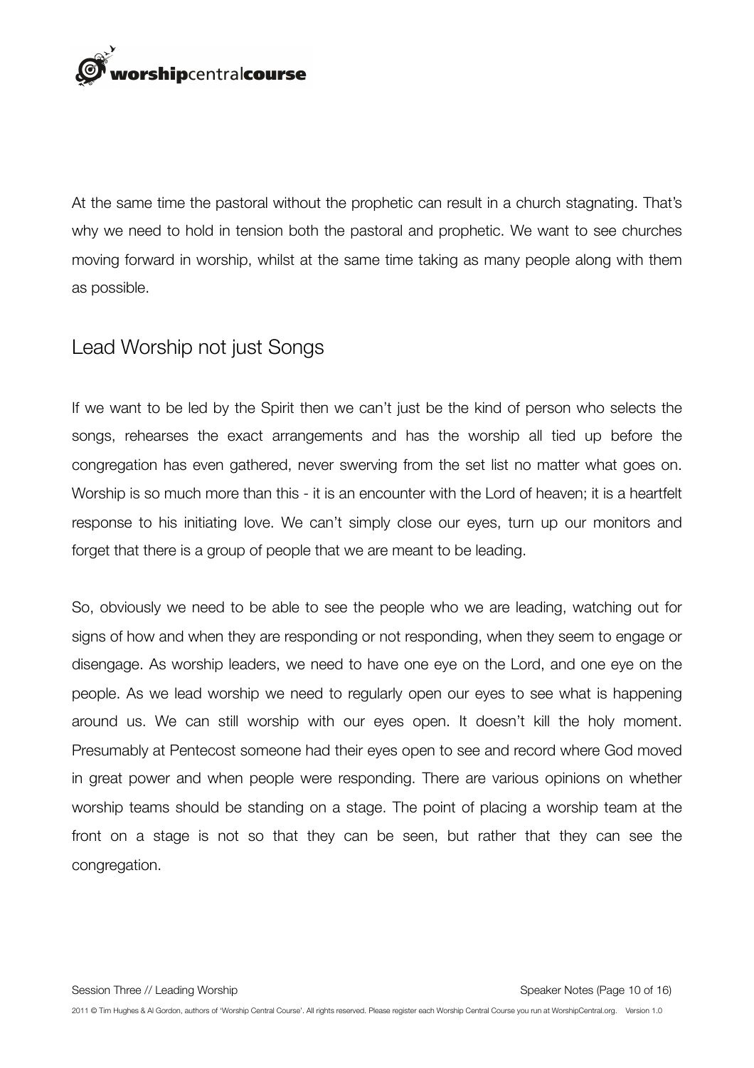At the same time the pastoral without the prophetic can result in a church stagnating. That's why we need to hold in tension both the pastoral and prophetic. We want to see churches moving forward in worship, whilst at the same time taking as many people along with them as possible.

## Lead Worship not just Songs

If we want to be led by the Spirit then we can't just be the kind of person who selects the songs, rehearses the exact arrangements and has the worship all tied up before the congregation has even gathered, never swerving from the set list no matter what goes on. Worship is so much more than this - it is an encounter with the Lord of heaven; it is a heartfelt response to his initiating love. We can't simply close our eyes, turn up our monitors and forget that there is a group of people that we are meant to be leading.

So, obviously we need to be able to see the people who we are leading, watching out for signs of how and when they are responding or not responding, when they seem to engage or disengage. As worship leaders, we need to have one eye on the Lord, and one eye on the people. As we lead worship we need to regularly open our eyes to see what is happening around us. We can still worship with our eyes open. It doesn't kill the holy moment. Presumably at Pentecost someone had their eyes open to see and record where God moved in great power and when people were responding. There are various opinions on whether worship teams should be standing on a stage. The point of placing a worship team at the front on a stage is not so that they can be seen, but rather that they can see the congregation.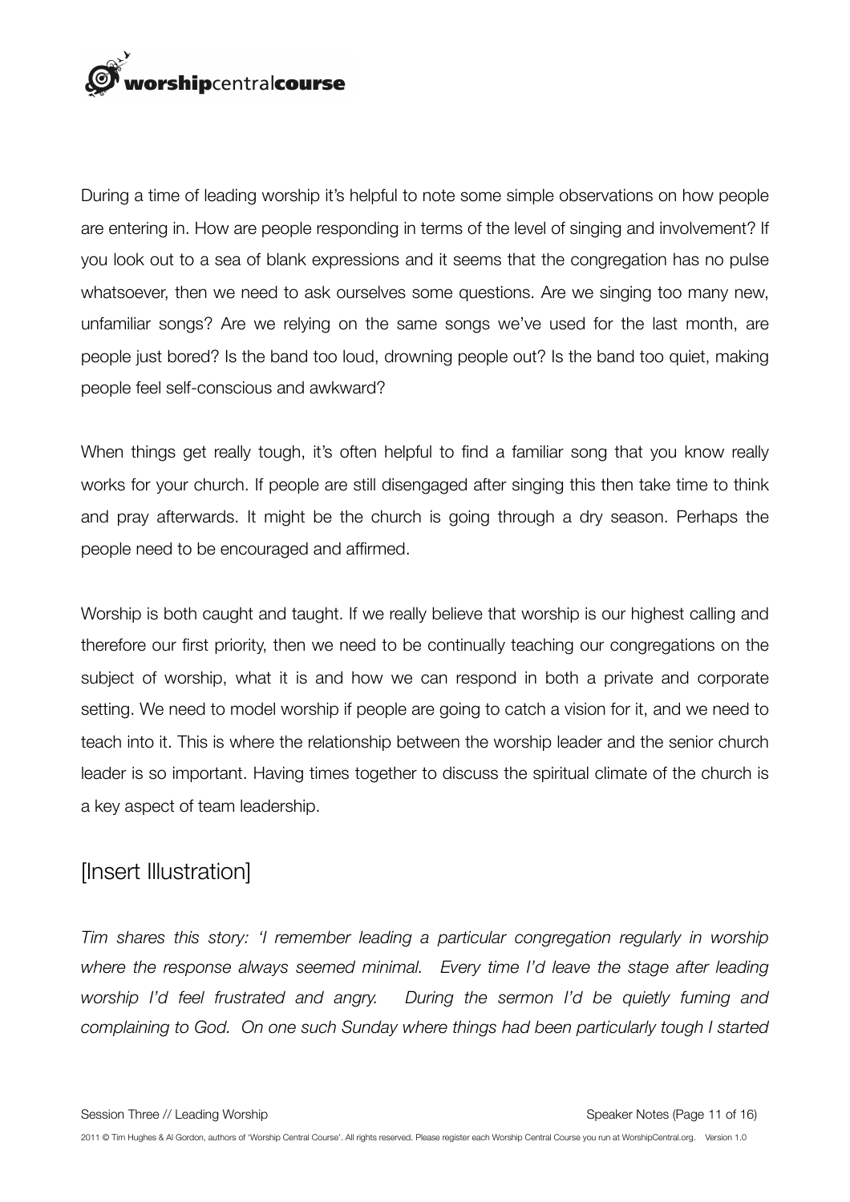During a time of leading worship it's helpful to note some simple observations on how people are entering in. How are people responding in terms of the level of singing and involvement? If you look out to a sea of blank expressions and it seems that the congregation has no pulse whatsoever, then we need to ask ourselves some questions. Are we singing too many new, unfamiliar songs? Are we relying on the same songs we've used for the last month, are people just bored? Is the band too loud, drowning people out? Is the band too quiet, making people feel self-conscious and awkward?

When things get really tough, it's often helpful to find a familiar song that you know really works for your church. If people are still disengaged after singing this then take time to think and pray afterwards. It might be the church is going through a dry season. Perhaps the people need to be encouraged and affirmed.

Worship is both caught and taught. If we really believe that worship is our highest calling and therefore our first priority, then we need to be continually teaching our congregations on the subject of worship, what it is and how we can respond in both a private and corporate setting. We need to model worship if people are going to catch a vision for it, and we need to teach into it. This is where the relationship between the worship leader and the senior church leader is so important. Having times together to discuss the spiritual climate of the church is a key aspect of team leadership.

## [Insert Illustration]

*Tim shares this story: 'I remember leading a particular congregation regularly in worship where the response always seemed minimal. Every time I'd leave the stage after leading worship I'd feel frustrated and angry. During the sermon I'd be quietly fuming and complaining to God. On one such Sunday where things had been particularly tough I started*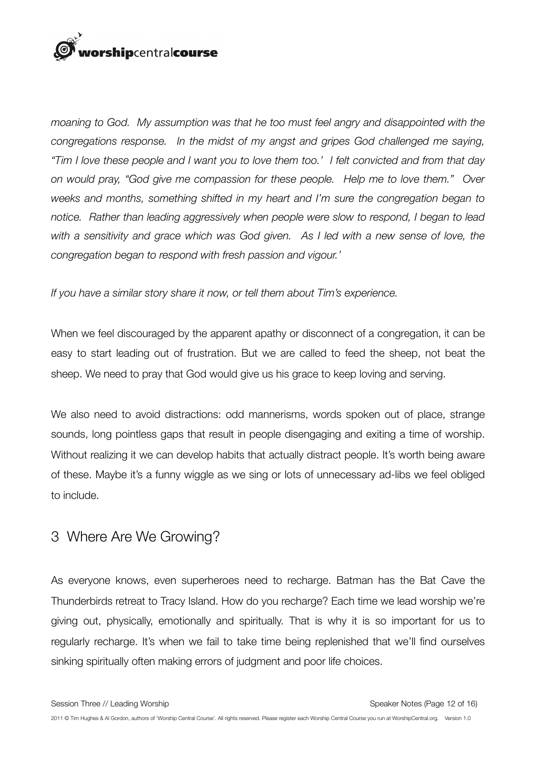*moaning to God. My assumption was that he too must feel angry and disappointed with the congregations response. In the midst of my angst and gripes God challenged me saying, "Tim I love these people and I want you to love them too.' I felt convicted and from that day on would pray, "God give me compassion for these people. Help me to love them." Over weeks and months, something shifted in my heart and I'm sure the congregation began to notice. Rather than leading aggressively when people were slow to respond, I began to lead with a sensitivity and grace which was God given. As I led with a new sense of love, the congregation began to respond with fresh passion and vigour.'*

*If you have a similar story share it now, or tell them about Tim's experience.*

When we feel discouraged by the apparent apathy or disconnect of a congregation, it can be easy to start leading out of frustration. But we are called to feed the sheep, not beat the sheep. We need to pray that God would give us his grace to keep loving and serving.

We also need to avoid distractions: odd mannerisms, words spoken out of place, strange sounds, long pointless gaps that result in people disengaging and exiting a time of worship. Without realizing it we can develop habits that actually distract people. It's worth being aware of these. Maybe it's a funny wiggle as we sing or lots of unnecessary ad-libs we feel obliged to include.

## 3 Where Are We Growing?

As everyone knows, even superheroes need to recharge. Batman has the Bat Cave the Thunderbirds retreat to Tracy Island. How do you recharge? Each time we lead worship we're giving out, physically, emotionally and spiritually. That is why it is so important for us to regularly recharge. It's when we fail to take time being replenished that we'll find ourselves sinking spiritually often making errors of judgment and poor life choices.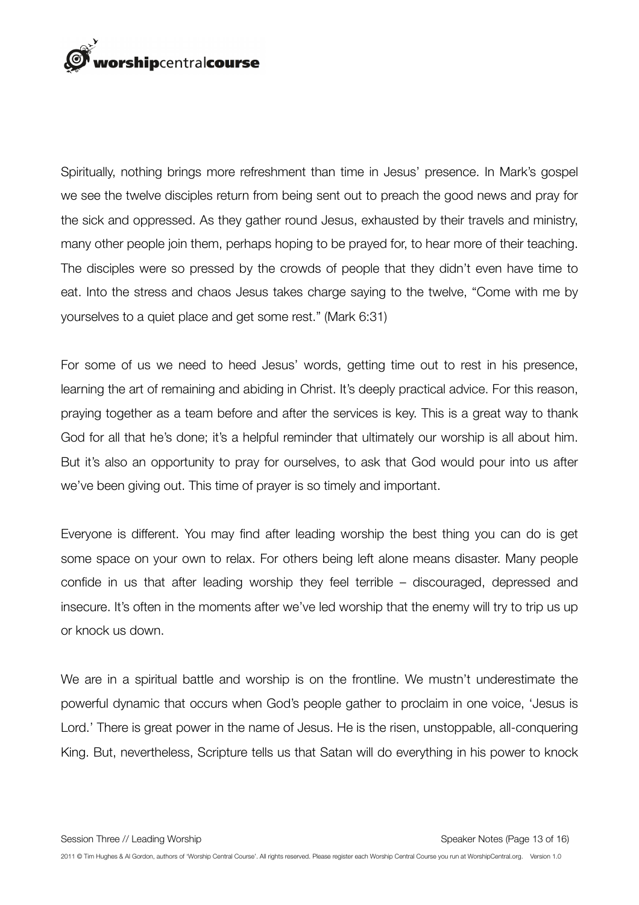Spiritually, nothing brings more refreshment than time in Jesus' presence. In Mark's gospel we see the twelve disciples return from being sent out to preach the good news and pray for the sick and oppressed. As they gather round Jesus, exhausted by their travels and ministry, many other people join them, perhaps hoping to be prayed for, to hear more of their teaching. The disciples were so pressed by the crowds of people that they didn't even have time to eat. Into the stress and chaos Jesus takes charge saying to the twelve, "Come with me by yourselves to a quiet place and get some rest." (Mark 6:31)

For some of us we need to heed Jesus' words, getting time out to rest in his presence, learning the art of remaining and abiding in Christ. It's deeply practical advice. For this reason, praying together as a team before and after the services is key. This is a great way to thank God for all that he's done; it's a helpful reminder that ultimately our worship is all about him. But it's also an opportunity to pray for ourselves, to ask that God would pour into us after we've been giving out. This time of prayer is so timely and important.

Everyone is different. You may find after leading worship the best thing you can do is get some space on your own to relax. For others being left alone means disaster. Many people confide in us that after leading worship they feel terrible – discouraged, depressed and insecure. It's often in the moments after we've led worship that the enemy will try to trip us up or knock us down.

We are in a spiritual battle and worship is on the frontline. We mustn't underestimate the powerful dynamic that occurs when God's people gather to proclaim in one voice, 'Jesus is Lord.' There is great power in the name of Jesus. He is the risen, unstoppable, all-conquering King. But, nevertheless, Scripture tells us that Satan will do everything in his power to knock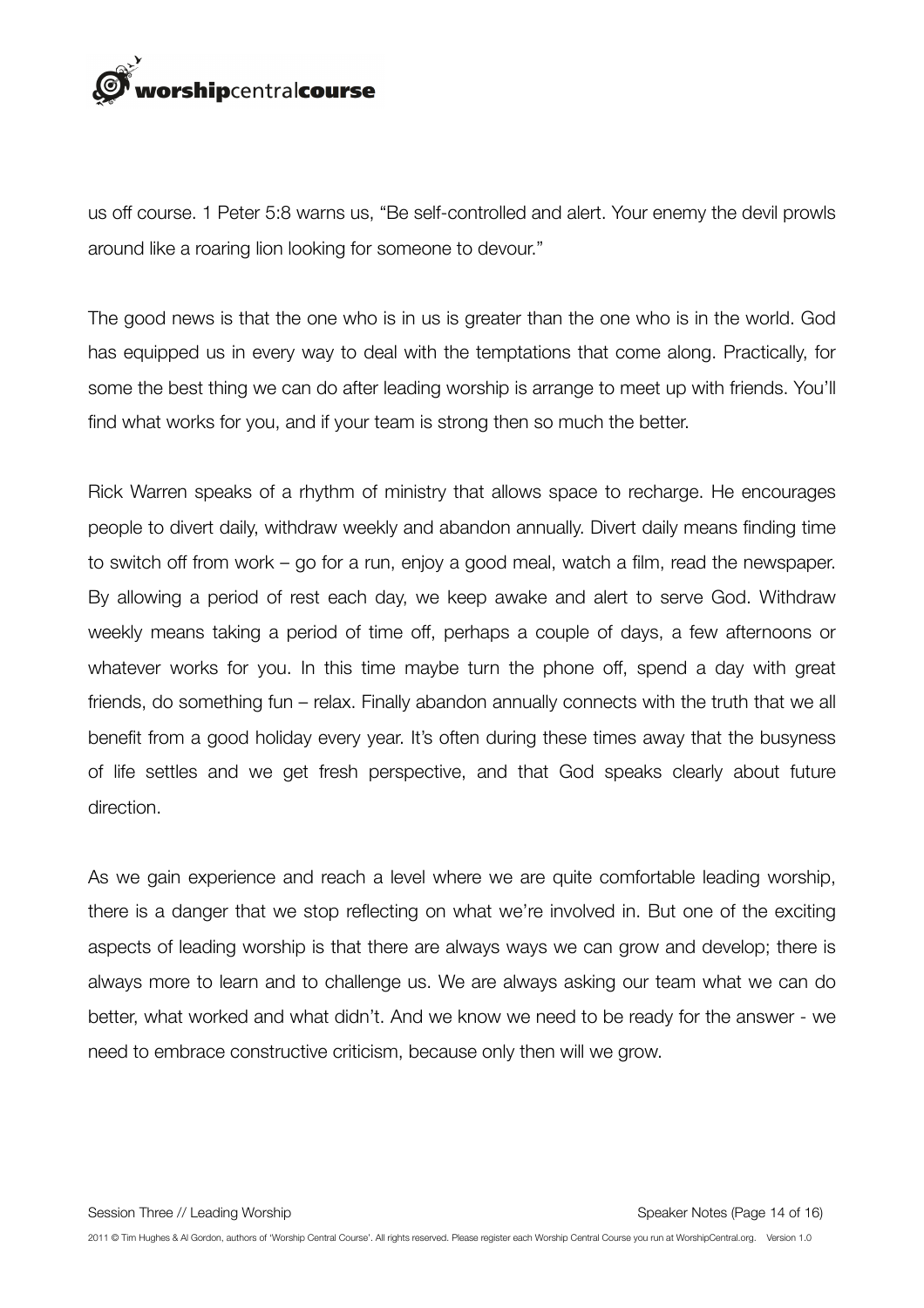us off course. 1 Peter 5:8 warns us, "Be self-controlled and alert. Your enemy the devil prowls around like a roaring lion looking for someone to devour."

The good news is that the one who is in us is greater than the one who is in the world. God has equipped us in every way to deal with the temptations that come along. Practically, for some the best thing we can do after leading worship is arrange to meet up with friends. You'll find what works for you, and if your team is strong then so much the better.

Rick Warren speaks of a rhythm of ministry that allows space to recharge. He encourages people to divert daily, withdraw weekly and abandon annually. Divert daily means finding time to switch off from work – go for a run, enjoy a good meal, watch a film, read the newspaper. By allowing a period of rest each day, we keep awake and alert to serve God. Withdraw weekly means taking a period of time off, perhaps a couple of days, a few afternoons or whatever works for you. In this time maybe turn the phone off, spend a day with great friends, do something fun – relax. Finally abandon annually connects with the truth that we all benefit from a good holiday every year. It's often during these times away that the busyness of life settles and we get fresh perspective, and that God speaks clearly about future direction.

As we gain experience and reach a level where we are quite comfortable leading worship, there is a danger that we stop reflecting on what we're involved in. But one of the exciting aspects of leading worship is that there are always ways we can grow and develop; there is always more to learn and to challenge us. We are always asking our team what we can do better, what worked and what didn't. And we know we need to be ready for the answer - we need to embrace constructive criticism, because only then will we grow.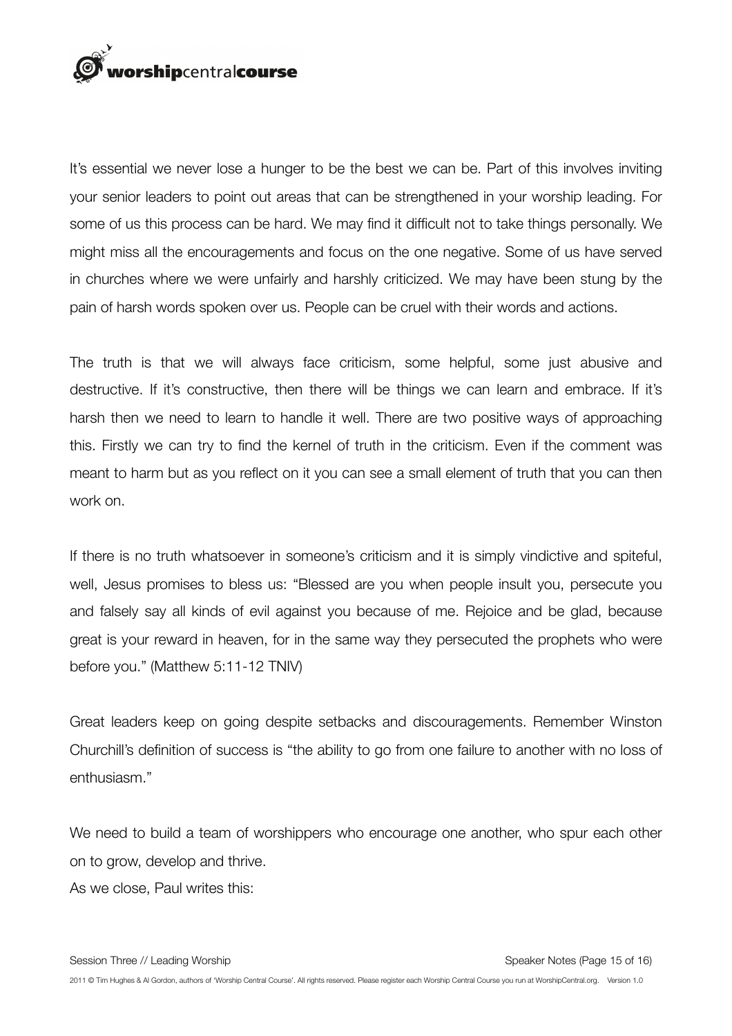It's essential we never lose a hunger to be the best we can be. Part of this involves inviting your senior leaders to point out areas that can be strengthened in your worship leading. For some of us this process can be hard. We may find it difficult not to take things personally. We might miss all the encouragements and focus on the one negative. Some of us have served in churches where we were unfairly and harshly criticized. We may have been stung by the pain of harsh words spoken over us. People can be cruel with their words and actions.

The truth is that we will always face criticism, some helpful, some just abusive and destructive. If it's constructive, then there will be things we can learn and embrace. If it's harsh then we need to learn to handle it well. There are two positive ways of approaching this. Firstly we can try to find the kernel of truth in the criticism. Even if the comment was meant to harm but as you reflect on it you can see a small element of truth that you can then work on.

If there is no truth whatsoever in someone's criticism and it is simply vindictive and spiteful, well, Jesus promises to bless us: "Blessed are you when people insult you, persecute you and falsely say all kinds of evil against you because of me. Rejoice and be glad, because great is your reward in heaven, for in the same way they persecuted the prophets who were before you." (Matthew 5:11-12 TNIV)

Great leaders keep on going despite setbacks and discouragements. Remember Winston Churchill's definition of success is "the ability to go from one failure to another with no loss of enthusiasm."

We need to build a team of worshippers who encourage one another, who spur each other on to grow, develop and thrive.

As we close, Paul writes this: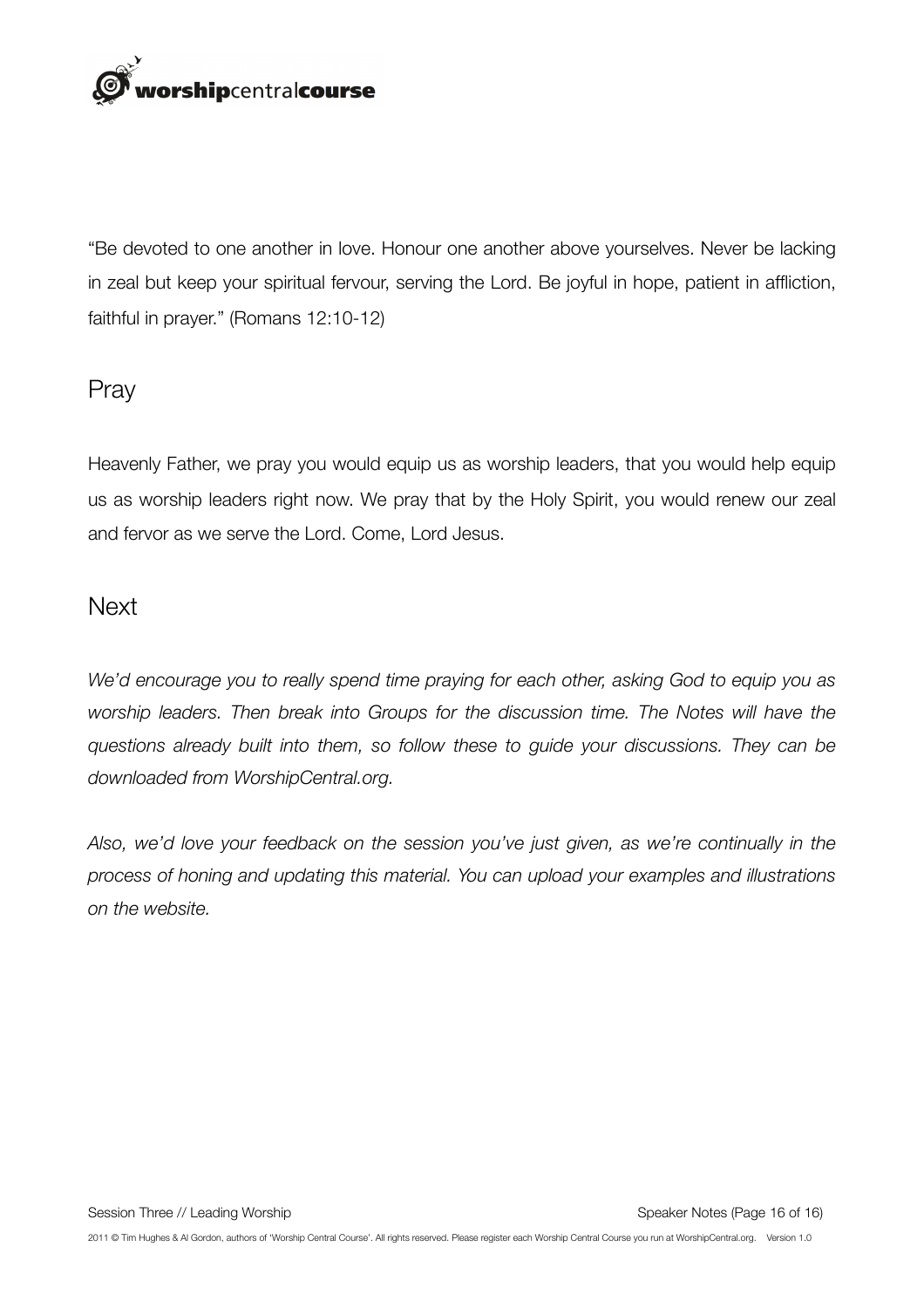"Be devoted to one another in love. Honour one another above yourselves. Never be lacking in zeal but keep your spiritual fervour, serving the Lord. Be joyful in hope, patient in affliction, faithful in prayer." (Romans 12:10-12)

## Pray

Heavenly Father, we pray you would equip us as worship leaders, that you would help equip us as worship leaders right now. We pray that by the Holy Spirit, you would renew our zeal and fervor as we serve the Lord. Come, Lord Jesus.

## Next

*We'd encourage you to really spend time praying for each other, asking God to equip you as worship leaders. Then break into Groups for the discussion time. The Notes will have the questions already built into them, so follow these to guide your discussions. They can be downloaded from WorshipCentral.org.*

*Also, we'd love your feedback on the session you've just given, as we're continually in the process of honing and updating this material. You can upload your examples and illustrations on the website.*